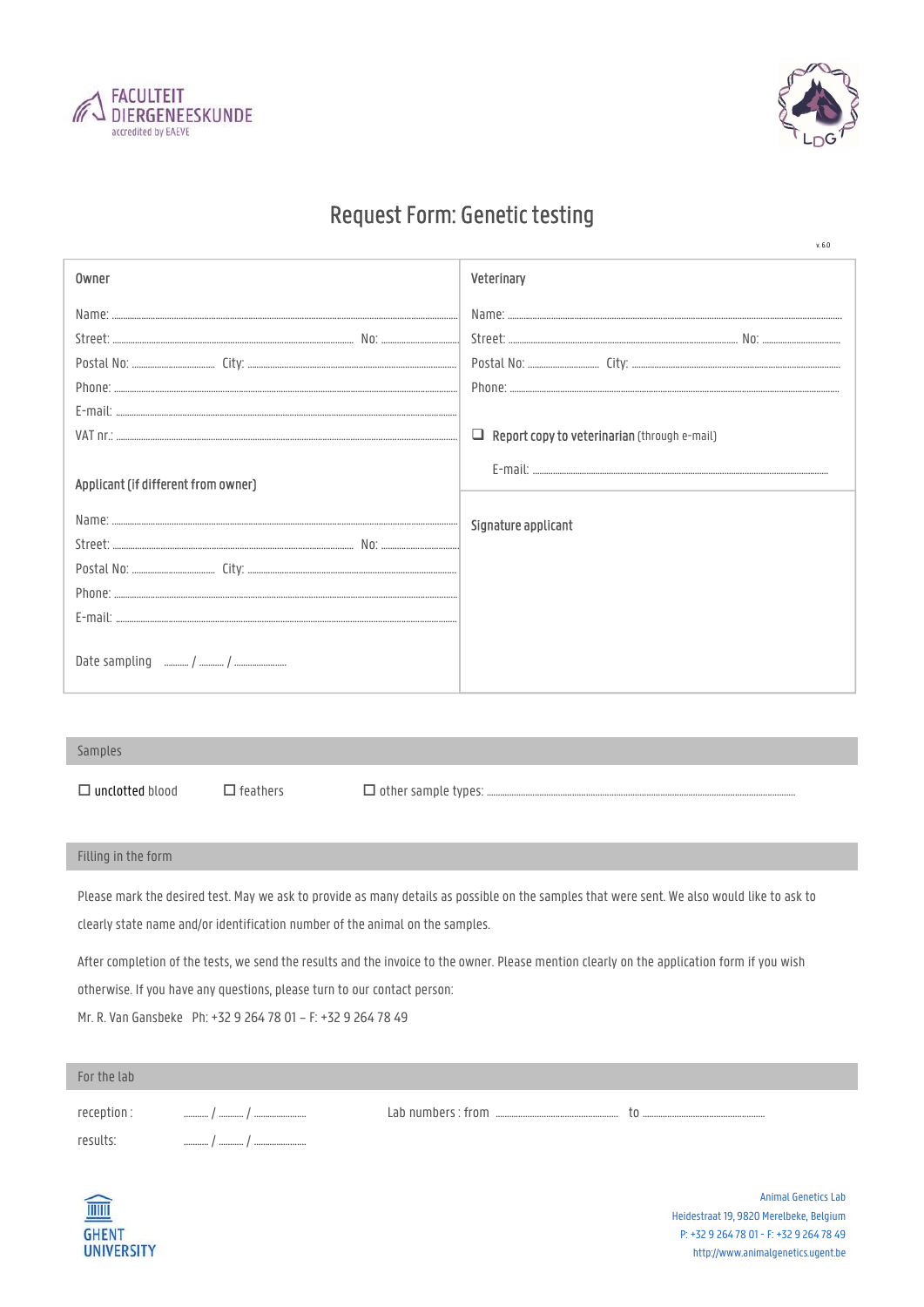FACULTEIT DIERGENEESKUNDE
accredited by EAEVE

LDG

# Request Form: Genetic testing

v. 6.0

## Owner

Name: ..................................................

Street: .................................................. No: ..........

Postal No: .......... City: ..................................

Phone: ..................................................

E-mail: ..................................................

VAT nr.: ..................................................

## Applicant (if different from owner)

Name: ..................................................

Street: .................................................. No: ..........

Postal No: .......... City: ..................................

Phone: ..................................................

E-mail: ..................................................

Date sampling ........ / ........ / ..............

## Veterinary

Name: ..................................................

Street: .................................................. No: ..........

Postal No: .......... City: ..................................

Phone: ..................................................

☐ **Report copy to veterinarian** (through e-mail)

E-mail: ..................................................

## Signature applicant

## Samples

☐ unclotted blood ☐ feathers ☐ other sample types: ..................................................

## Filling in the form

Please mark the desired test. May we ask to provide as many details as possible on the samples that were sent. We also would like to ask to clearly state name and/or identification number of the animal on the samples.

After completion of the tests, we send the results and the invoice to the owner. Please mention clearly on the application form if you wish otherwise. If you have any questions, please turn to our contact person:

Mr. R. Van Gansbeke Ph: +32 9 264 78 01 – F: +32 9 264 78 49

## For the lab

reception : ........ / ........ / .............. Lab numbers : from .............................. to ..............................

results: ........ / ........ / ..............

GHENT UNIVERSITY

Animal Genetics Lab
Heidestraat 19, 9820 Merelbeke, Belgium
P: +32 9 264 78 01 - F: +32 9 264 78 49
http://www.animalgenetics.ugent.be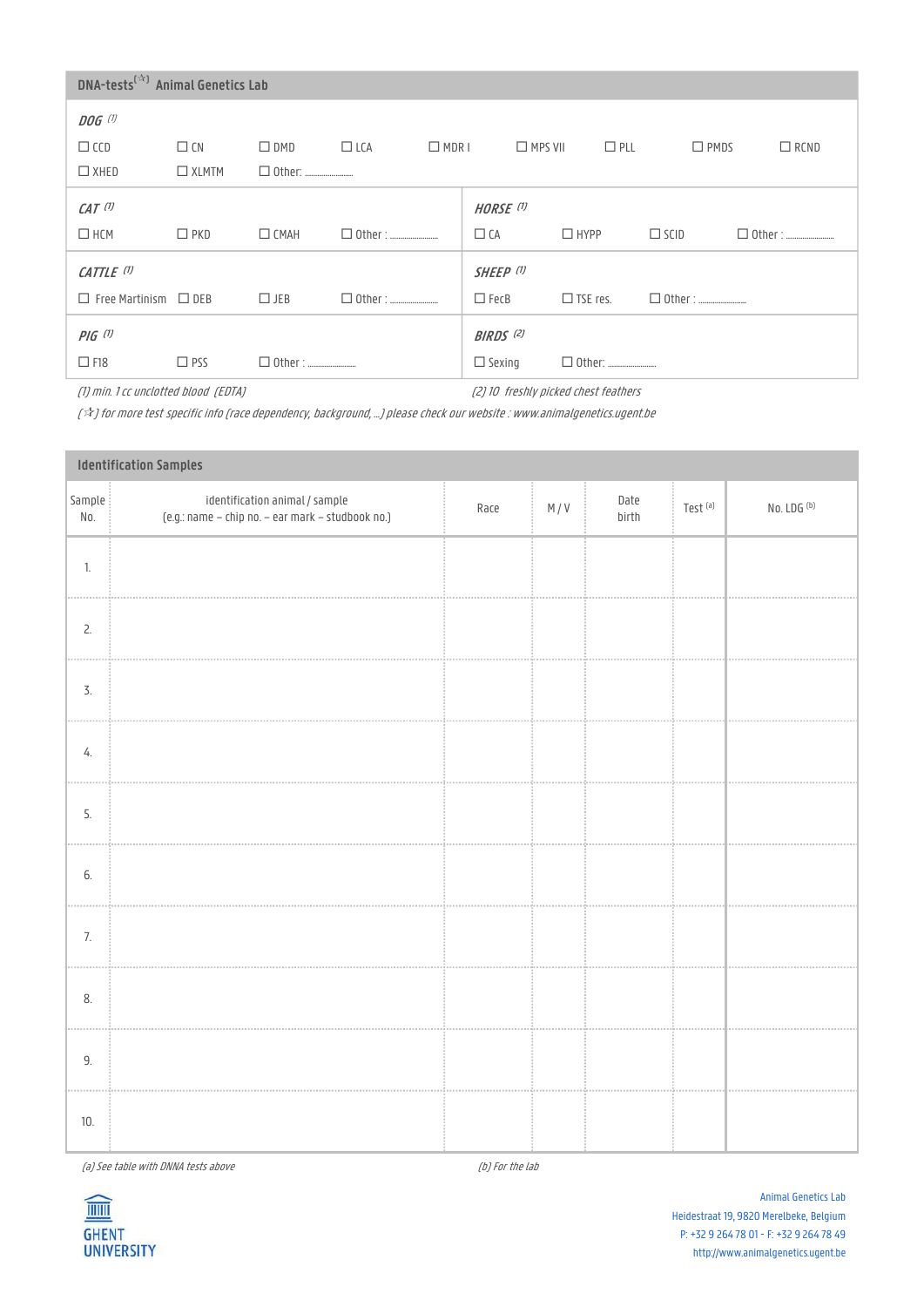## DNA-tests[☆] Animal Genetics Lab

***DOG*** [(1)]

☐ CCD ☐ CN ☐ DMD ☐ LCA ☐ MDR I ☐ MPS VII ☐ PLL ☐ PMDS ☐ RCND

☐ XHED ☐ XLMTM ☐ Other: ....................

***CAT*** [(1)]

☐ HCM ☐ PKD ☐ CMAH ☐ Other : ....................

***HORSE*** [(1)]

☐ CA ☐ HYPP ☐ SCID ☐ Other : ....................

***CATTLE*** [(1)]

☐ Free Martinism ☐ DEB ☐ JEB ☐ Other : ....................

***SHEEP*** [(1)]

☐ FecB ☐ TSE res. ☐ Other : ....................

***PIG*** [(1)]

☐ F18 ☐ PSS ☐ Other : ....................

***BIRDS*** [(2)]

☐ Sexing ☐ Other: ....................

*(1) min. 1 cc unclotted blood (EDTA)*

*(2) 10 freshly picked chest feathers*

*(☆) for more test specific info (race dependency, background, ...) please check our website : www.animalgenetics.ugent.be*

## Identification Samples

| Sample No. | identification animal / sample (e.g.: name – chip no. – ear mark – studbook no.) | Race | M / V | Date birth | Test [(a)] | No. LDG [(b)] |
|---|---|---|---|---|---|---|
| 1. | | | | | | |
| 2. | | | | | | |
| 3. | | | | | | |
| 4. | | | | | | |
| 5. | | | | | | |
| 6. | | | | | | |
| 7. | | | | | | |
| 8. | | | | | | |
| 9. | | | | | | |
| 10. | | | | | | |

*(a) See table with DNNA tests above*

*(b) For the lab*

GHENT UNIVERSITY

Animal Genetics Lab
Heidestraat 19, 9820 Merelbeke, Belgium
P: +32 9 264 78 01 - F: +32 9 264 78 49
http://www.animalgenetics.ugent.be